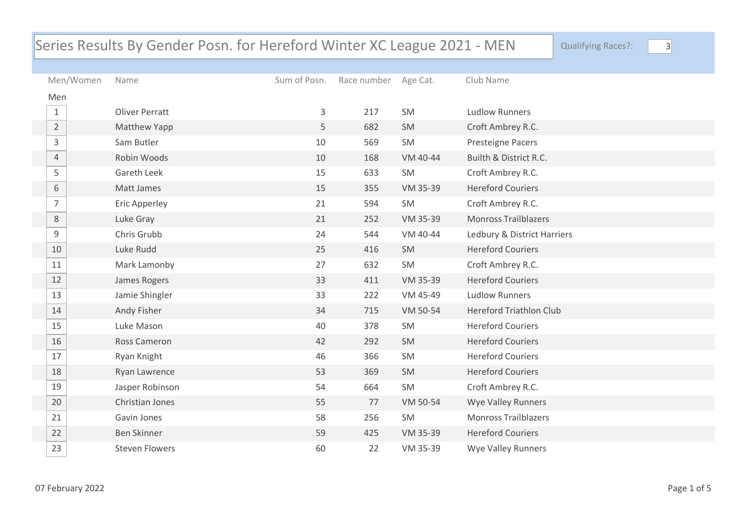# Series Results By Gender Posn. for Hereford Winter XC League 2021 - MEN

Qualifying Races?: 3

| Men/Women | Name | Sum of Posn. | Race number | Age Cat. | Club Name |
|---|---|---|---|---|---|
| Men | | | | | |
| 1 | Oliver Perratt | 3 | 217 | SM | Ludlow Runners |
| 2 | Matthew Yapp | 5 | 682 | SM | Croft Ambrey R.C. |
| 3 | Sam Butler | 10 | 569 | SM | Presteigne Pacers |
| 4 | Robin Woods | 10 | 168 | VM 40-44 | Builth & District R.C. |
| 5 | Gareth Leek | 15 | 633 | SM | Croft Ambrey R.C. |
| 6 | Matt James | 15 | 355 | VM 35-39 | Hereford Couriers |
| 7 | Eric Apperley | 21 | 594 | SM | Croft Ambrey R.C. |
| 8 | Luke Gray | 21 | 252 | VM 35-39 | Monross Trailblazers |
| 9 | Chris Grubb | 24 | 544 | VM 40-44 | Ledbury & District Harriers |
| 10 | Luke Rudd | 25 | 416 | SM | Hereford Couriers |
| 11 | Mark Lamonby | 27 | 632 | SM | Croft Ambrey R.C. |
| 12 | James Rogers | 33 | 411 | VM 35-39 | Hereford Couriers |
| 13 | Jamie Shingler | 33 | 222 | VM 45-49 | Ludlow Runners |
| 14 | Andy Fisher | 34 | 715 | VM 50-54 | Hereford Triathlon Club |
| 15 | Luke Mason | 40 | 378 | SM | Hereford Couriers |
| 16 | Ross Cameron | 42 | 292 | SM | Hereford Couriers |
| 17 | Ryan Knight | 46 | 366 | SM | Hereford Couriers |
| 18 | Ryan Lawrence | 53 | 369 | SM | Hereford Couriers |
| 19 | Jasper Robinson | 54 | 664 | SM | Croft Ambrey R.C. |
| 20 | Christian Jones | 55 | 77 | VM 50-54 | Wye Valley Runners |
| 21 | Gavin Jones | 58 | 256 | SM | Monross Trailblazers |
| 22 | Ben Skinner | 59 | 425 | VM 35-39 | Hereford Couriers |
| 23 | Steven Flowers | 60 | 22 | VM 35-39 | Wye Valley Runners |

07 February 2022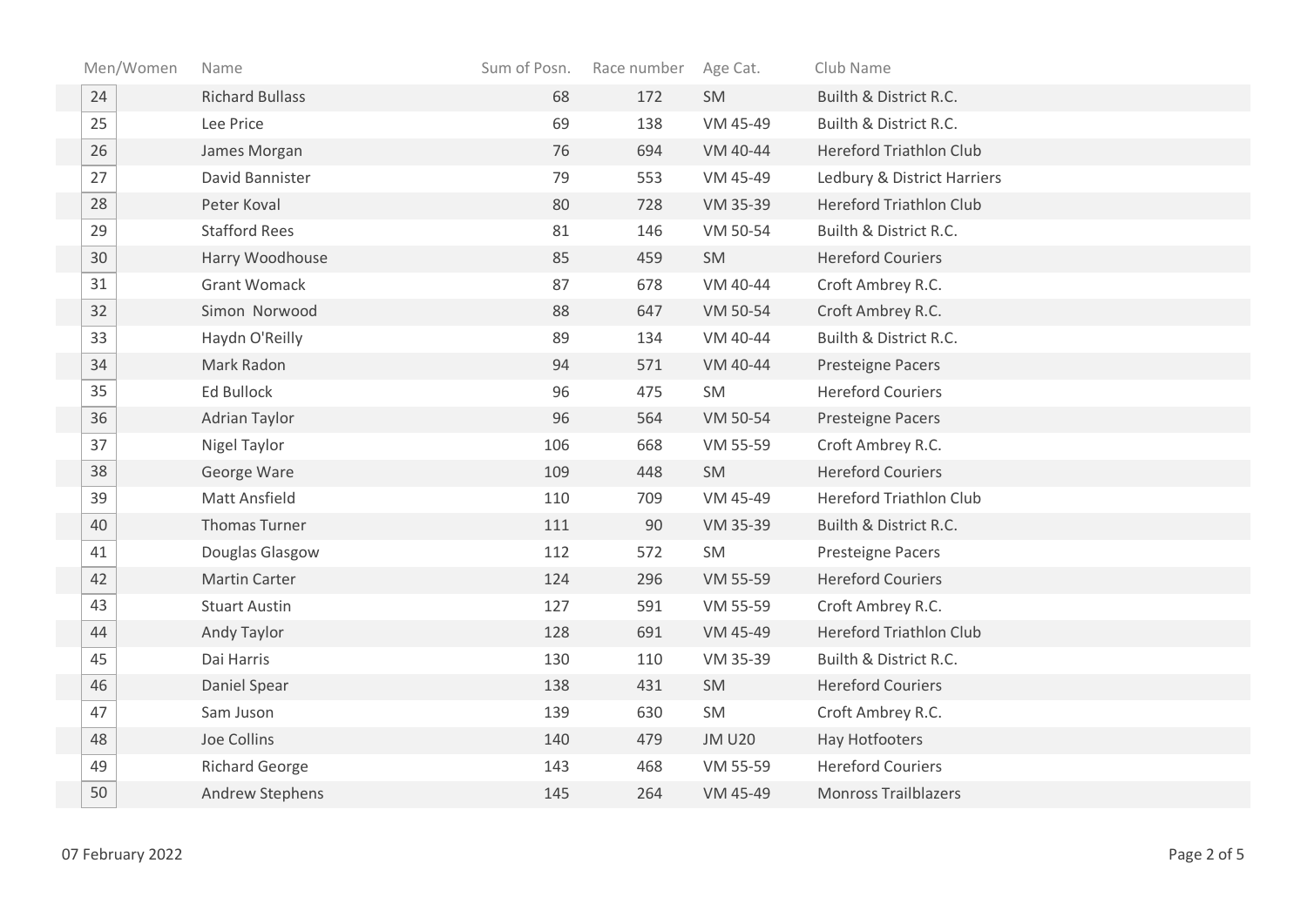| Men/Women | Name | Sum of Posn. | Race number | Age Cat. | Club Name |
|---|---|---|---|---|---|
| 24 | Richard Bullass | 68 | 172 | SM | Builth & District R.C. |
| 25 | Lee Price | 69 | 138 | VM 45-49 | Builth & District R.C. |
| 26 | James Morgan | 76 | 694 | VM 40-44 | Hereford Triathlon Club |
| 27 | David Bannister | 79 | 553 | VM 45-49 | Ledbury & District Harriers |
| 28 | Peter Koval | 80 | 728 | VM 35-39 | Hereford Triathlon Club |
| 29 | Stafford Rees | 81 | 146 | VM 50-54 | Builth & District R.C. |
| 30 | Harry Woodhouse | 85 | 459 | SM | Hereford Couriers |
| 31 | Grant Womack | 87 | 678 | VM 40-44 | Croft Ambrey R.C. |
| 32 | Simon Norwood | 88 | 647 | VM 50-54 | Croft Ambrey R.C. |
| 33 | Haydn O'Reilly | 89 | 134 | VM 40-44 | Builth & District R.C. |
| 34 | Mark Radon | 94 | 571 | VM 40-44 | Presteigne Pacers |
| 35 | Ed Bullock | 96 | 475 | SM | Hereford Couriers |
| 36 | Adrian Taylor | 96 | 564 | VM 50-54 | Presteigne Pacers |
| 37 | Nigel Taylor | 106 | 668 | VM 55-59 | Croft Ambrey R.C. |
| 38 | George Ware | 109 | 448 | SM | Hereford Couriers |
| 39 | Matt Ansfield | 110 | 709 | VM 45-49 | Hereford Triathlon Club |
| 40 | Thomas Turner | 111 | 90 | VM 35-39 | Builth & District R.C. |
| 41 | Douglas Glasgow | 112 | 572 | SM | Presteigne Pacers |
| 42 | Martin Carter | 124 | 296 | VM 55-59 | Hereford Couriers |
| 43 | Stuart Austin | 127 | 591 | VM 55-59 | Croft Ambrey R.C. |
| 44 | Andy Taylor | 128 | 691 | VM 45-49 | Hereford Triathlon Club |
| 45 | Dai Harris | 130 | 110 | VM 35-39 | Builth & District R.C. |
| 46 | Daniel Spear | 138 | 431 | SM | Hereford Couriers |
| 47 | Sam Juson | 139 | 630 | SM | Croft Ambrey R.C. |
| 48 | Joe Collins | 140 | 479 | JM U20 | Hay Hotfooters |
| 49 | Richard George | 143 | 468 | VM 55-59 | Hereford Couriers |
| 50 | Andrew Stephens | 145 | 264 | VM 45-49 | Monross Trailblazers |

07 February 2022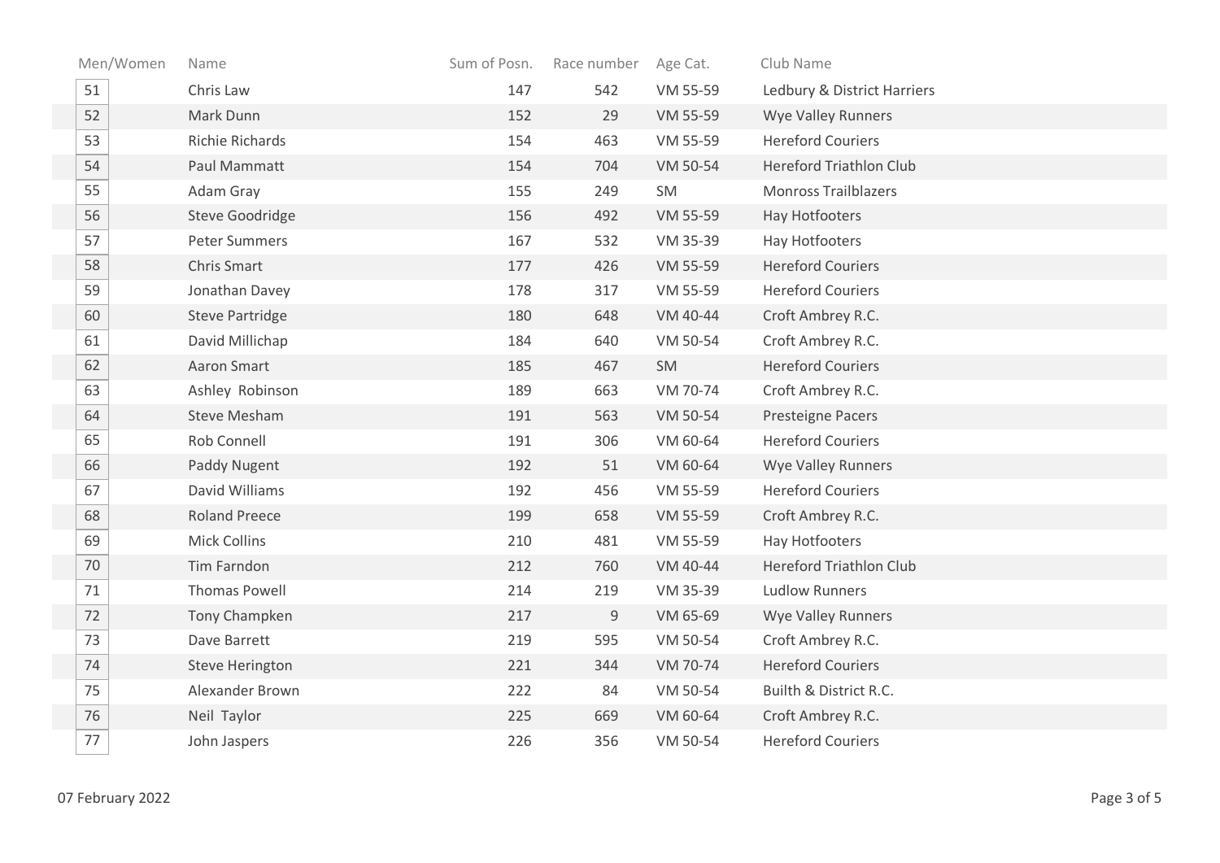| Men/Women | Name | Sum of Posn. | Race number | Age Cat. | Club Name |
|---|---|---|---|---|---|
| 51 | Chris Law | 147 | 542 | VM 55-59 | Ledbury & District Harriers |
| 52 | Mark Dunn | 152 | 29 | VM 55-59 | Wye Valley Runners |
| 53 | Richie Richards | 154 | 463 | VM 55-59 | Hereford Couriers |
| 54 | Paul Mammatt | 154 | 704 | VM 50-54 | Hereford Triathlon Club |
| 55 | Adam Gray | 155 | 249 | SM | Monross Trailblazers |
| 56 | Steve Goodridge | 156 | 492 | VM 55-59 | Hay Hotfooters |
| 57 | Peter Summers | 167 | 532 | VM 35-39 | Hay Hotfooters |
| 58 | Chris Smart | 177 | 426 | VM 55-59 | Hereford Couriers |
| 59 | Jonathan Davey | 178 | 317 | VM 55-59 | Hereford Couriers |
| 60 | Steve Partridge | 180 | 648 | VM 40-44 | Croft Ambrey R.C. |
| 61 | David Millichap | 184 | 640 | VM 50-54 | Croft Ambrey R.C. |
| 62 | Aaron Smart | 185 | 467 | SM | Hereford Couriers |
| 63 | Ashley Robinson | 189 | 663 | VM 70-74 | Croft Ambrey R.C. |
| 64 | Steve Mesham | 191 | 563 | VM 50-54 | Presteigne Pacers |
| 65 | Rob Connell | 191 | 306 | VM 60-64 | Hereford Couriers |
| 66 | Paddy Nugent | 192 | 51 | VM 60-64 | Wye Valley Runners |
| 67 | David Williams | 192 | 456 | VM 55-59 | Hereford Couriers |
| 68 | Roland Preece | 199 | 658 | VM 55-59 | Croft Ambrey R.C. |
| 69 | Mick Collins | 210 | 481 | VM 55-59 | Hay Hotfooters |
| 70 | Tim Farndon | 212 | 760 | VM 40-44 | Hereford Triathlon Club |
| 71 | Thomas Powell | 214 | 219 | VM 35-39 | Ludlow Runners |
| 72 | Tony Champken | 217 | 9 | VM 65-69 | Wye Valley Runners |
| 73 | Dave Barrett | 219 | 595 | VM 50-54 | Croft Ambrey R.C. |
| 74 | Steve Herington | 221 | 344 | VM 70-74 | Hereford Couriers |
| 75 | Alexander Brown | 222 | 84 | VM 50-54 | Builth & District R.C. |
| 76 | Neil Taylor | 225 | 669 | VM 60-64 | Croft Ambrey R.C. |
| 77 | John Jaspers | 226 | 356 | VM 50-54 | Hereford Couriers |

07 February 2022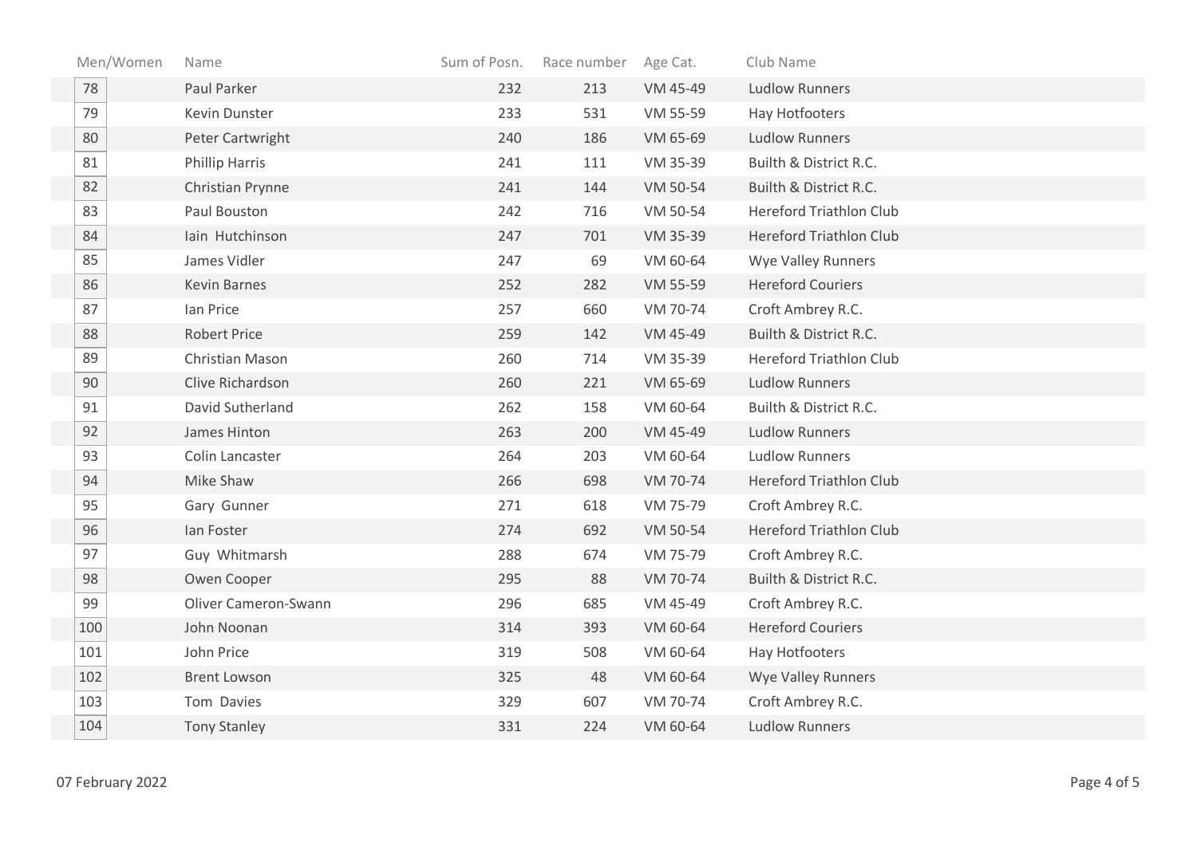| Men/Women | Name | Sum of Posn. | Race number | Age Cat. | Club Name |
|---|---|---|---|---|---|
| 78 | Paul Parker | 232 | 213 | VM 45-49 | Ludlow Runners |
| 79 | Kevin Dunster | 233 | 531 | VM 55-59 | Hay Hotfooters |
| 80 | Peter Cartwright | 240 | 186 | VM 65-69 | Ludlow Runners |
| 81 | Phillip Harris | 241 | 111 | VM 35-39 | Builth & District R.C. |
| 82 | Christian Prynne | 241 | 144 | VM 50-54 | Builth & District R.C. |
| 83 | Paul Bouston | 242 | 716 | VM 50-54 | Hereford Triathlon Club |
| 84 | Iain Hutchinson | 247 | 701 | VM 35-39 | Hereford Triathlon Club |
| 85 | James Vidler | 247 | 69 | VM 60-64 | Wye Valley Runners |
| 86 | Kevin Barnes | 252 | 282 | VM 55-59 | Hereford Couriers |
| 87 | Ian Price | 257 | 660 | VM 70-74 | Croft Ambrey R.C. |
| 88 | Robert Price | 259 | 142 | VM 45-49 | Builth & District R.C. |
| 89 | Christian Mason | 260 | 714 | VM 35-39 | Hereford Triathlon Club |
| 90 | Clive Richardson | 260 | 221 | VM 65-69 | Ludlow Runners |
| 91 | David Sutherland | 262 | 158 | VM 60-64 | Builth & District R.C. |
| 92 | James Hinton | 263 | 200 | VM 45-49 | Ludlow Runners |
| 93 | Colin Lancaster | 264 | 203 | VM 60-64 | Ludlow Runners |
| 94 | Mike Shaw | 266 | 698 | VM 70-74 | Hereford Triathlon Club |
| 95 | Gary Gunner | 271 | 618 | VM 75-79 | Croft Ambrey R.C. |
| 96 | Ian Foster | 274 | 692 | VM 50-54 | Hereford Triathlon Club |
| 97 | Guy Whitmarsh | 288 | 674 | VM 75-79 | Croft Ambrey R.C. |
| 98 | Owen Cooper | 295 | 88 | VM 70-74 | Builth & District R.C. |
| 99 | Oliver Cameron-Swann | 296 | 685 | VM 45-49 | Croft Ambrey R.C. |
| 100 | John Noonan | 314 | 393 | VM 60-64 | Hereford Couriers |
| 101 | John Price | 319 | 508 | VM 60-64 | Hay Hotfooters |
| 102 | Brent Lowson | 325 | 48 | VM 60-64 | Wye Valley Runners |
| 103 | Tom Davies | 329 | 607 | VM 70-74 | Croft Ambrey R.C. |
| 104 | Tony Stanley | 331 | 224 | VM 60-64 | Ludlow Runners |

07 February 2022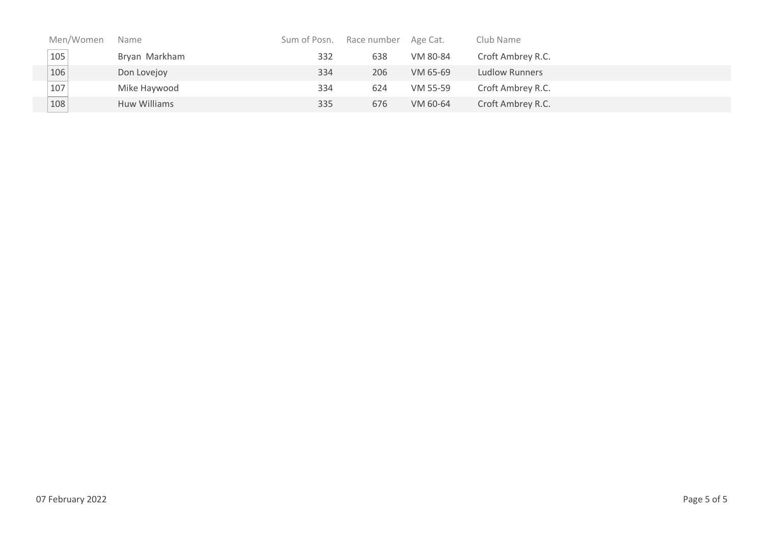| Men/Women | Name | Sum of Posn. | Race number | Age Cat. | Club Name |
|---|---|---|---|---|---|
| 105 | Bryan Markham | 332 | 638 | VM 80-84 | Croft Ambrey R.C. |
| 106 | Don Lovejoy | 334 | 206 | VM 65-69 | Ludlow Runners |
| 107 | Mike Haywood | 334 | 624 | VM 55-59 | Croft Ambrey R.C. |
| 108 | Huw Williams | 335 | 676 | VM 60-64 | Croft Ambrey R.C. |

07 February 2022